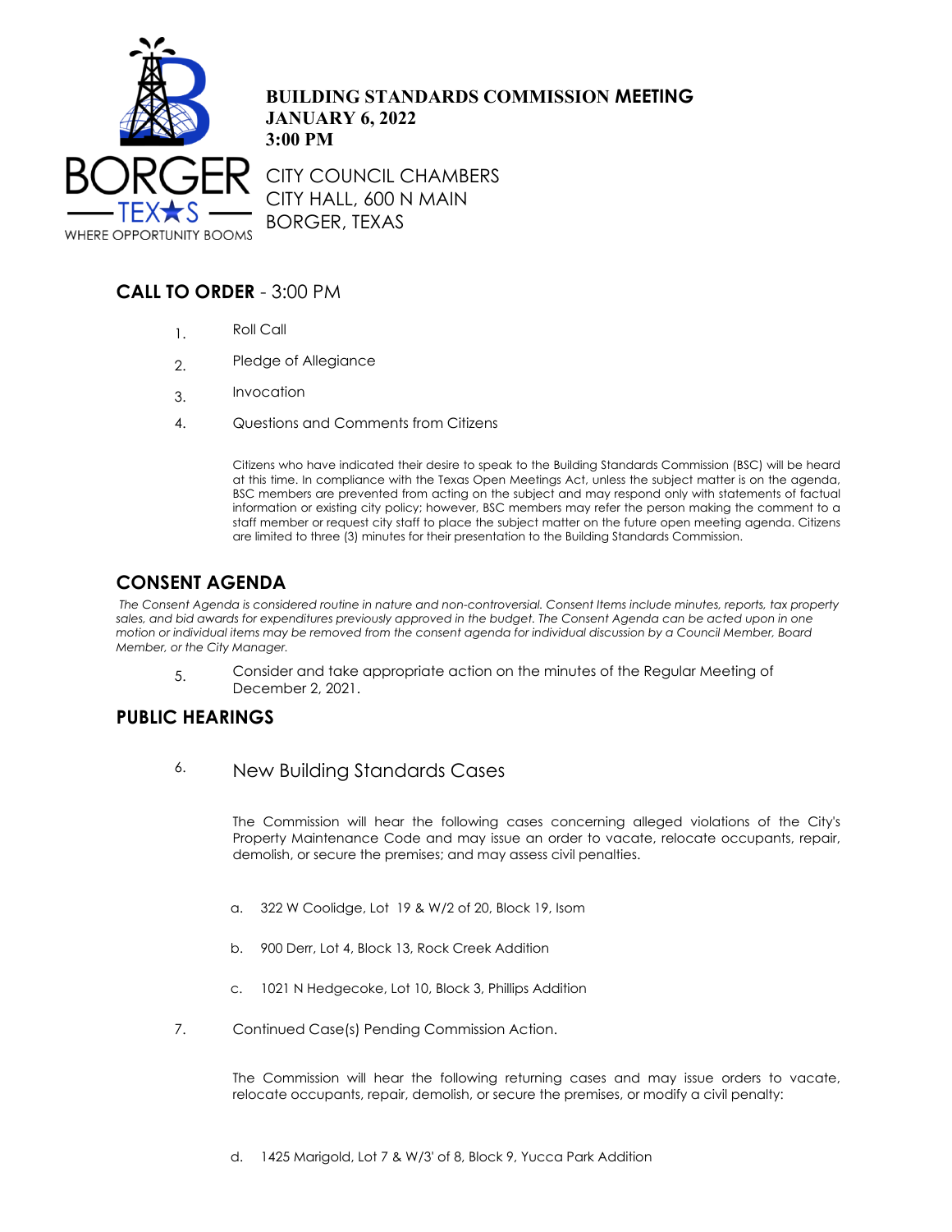BORGER TEXAS — WHERE OPPORTUNITY BOOMS

# BUILDING STANDARDS COMMISSION MEETING
**JANUARY 6, 2022**
**3:00 PM**

CITY COUNCIL CHAMBERS
CITY HALL, 600 N MAIN
BORGER, TEXAS

## CALL TO ORDER - 3:00 PM

1. Roll Call
2. Pledge of Allegiance
3. Invocation
4. Questions and Comments from Citizens

   Citizens who have indicated their desire to speak to the Building Standards Commission (BSC) will be heard at this time. In compliance with the Texas Open Meetings Act, unless the subject matter is on the agenda, BSC members are prevented from acting on the subject and may respond only with statements of factual information or existing city policy; however, BSC members may refer the person making the comment to a staff member or request city staff to place the subject matter on the future open meeting agenda. Citizens are limited to three (3) minutes for their presentation to the Building Standards Commission.

## CONSENT AGENDA

*The Consent Agenda is considered routine in nature and non-controversial. Consent Items include minutes, reports, tax property sales, and bid awards for expenditures previously approved in the budget. The Consent Agenda can be acted upon in one motion or individual items may be removed from the consent agenda for individual discussion by a Council Member, Board Member, or the City Manager.*

5. Consider and take appropriate action on the minutes of the Regular Meeting of December 2, 2021.

## PUBLIC HEARINGS

6. New Building Standards Cases

   The Commission will hear the following cases concerning alleged violations of the City's Property Maintenance Code and may issue an order to vacate, relocate occupants, repair, demolish, or secure the premises; and may assess civil penalties.

   a. 322 W Coolidge, Lot 19 & W/2 of 20, Block 19, Isom

   b. 900 Derr, Lot 4, Block 13, Rock Creek Addition

   c. 1021 N Hedgecoke, Lot 10, Block 3, Phillips Addition

7. Continued Case(s) Pending Commission Action.

   The Commission will hear the following returning cases and may issue orders to vacate, relocate occupants, repair, demolish, or secure the premises, or modify a civil penalty:

   d. 1425 Marigold, Lot 7 & W/3' of 8, Block 9, Yucca Park Addition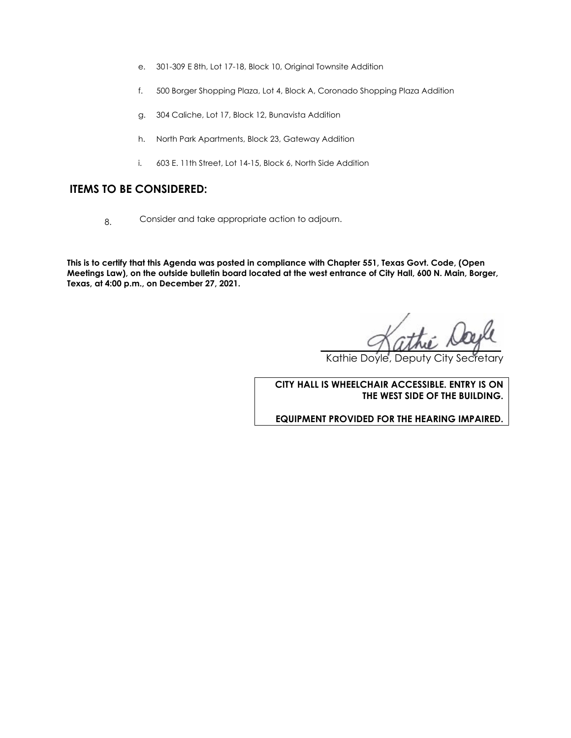e. 301-309 E 8th, Lot 17-18, Block 10, Original Townsite Addition

f. 500 Borger Shopping Plaza, Lot 4, Block A, Coronado Shopping Plaza Addition

g. 304 Caliche, Lot 17, Block 12, Bunavista Addition

h. North Park Apartments, Block 23, Gateway Addition

i. 603 E. 11th Street, Lot 14-15, Block 6, North Side Addition

## ITEMS TO BE CONSIDERED:

8. Consider and take appropriate action to adjourn.

**This is to certify that this Agenda was posted in compliance with Chapter 551, Texas Govt. Code, (Open Meetings Law), on the outside bulletin board located at the west entrance of City Hall, 600 N. Main, Borger, Texas, at 4:00 p.m., on December 27, 2021.**

Kathie Doyle, Deputy City Secretary

**CITY HALL IS WHEELCHAIR ACCESSIBLE. ENTRY IS ON THE WEST SIDE OF THE BUILDING.**

**EQUIPMENT PROVIDED FOR THE HEARING IMPAIRED.**